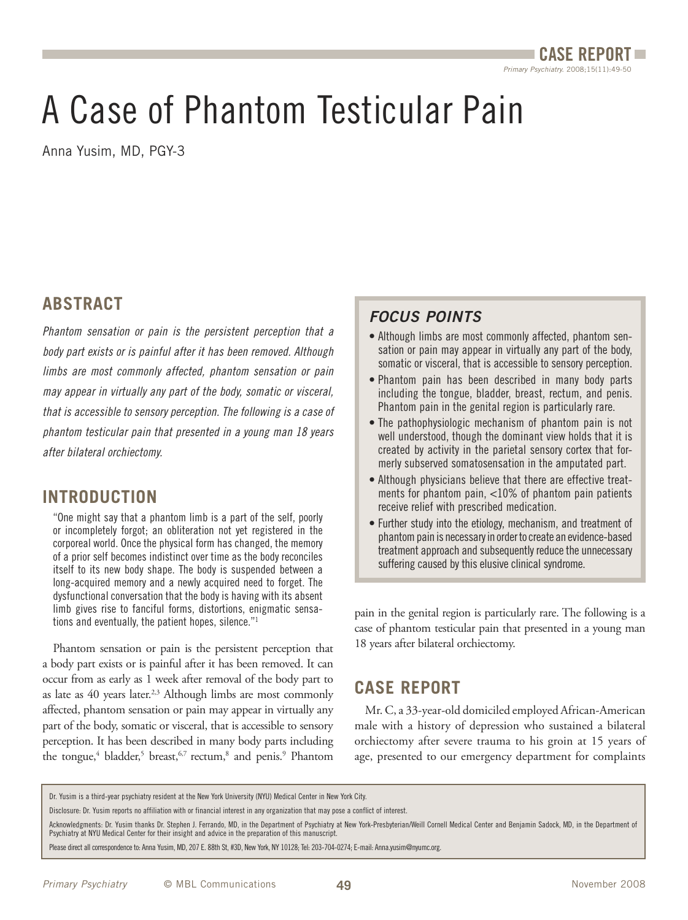# A Case of Phantom Testicular Pain

Anna Yusim, MD, PGY-3

## ABSTRACT

*Phantom sensation or pain is the persistent perception that a body part exists or is painful after it has been removed. Although limbs are most commonly affected, phantom sensation or pain may appear in virtually any part of the body, somatic or visceral, that is accessible to sensory perception. The following is a case of phantom testicular pain that presented in a young man 18 years after bilateral orchiectomy.*

## FOCUS POINTS

- Although limbs are most commonly affected, phantom sensation or pain may appear in virtually any part of the body, somatic or visceral, that is accessible to sensory perception.
- Phantom pain has been described in many body parts including the tongue, bladder, breast, rectum, and penis. Phantom pain in the genital region is particularly rare.
- The pathophysiologic mechanism of phantom pain is not well understood, though the dominant view holds that it is created by activity in the parietal sensory cortex that formerly subserved somatosensation in the amputated part.
- Although physicians believe that there are effective treatments for phantom pain, <10% of phantom pain patients receive relief with prescribed medication.
- Further study into the etiology, mechanism, and treatment of phantom pain is necessary in order to create an evidence-based treatment approach and subsequently reduce the unnecessary suffering caused by this elusive clinical syndrome.

## INTRODUCTION

> "One might say that a phantom limb is a part of the self, poorly or incompletely forgot; an obliteration not yet registered in the corporeal world. Once the physical form has changed, the memory of a prior self becomes indistinct over time as the body reconciles itself to its new body shape. The body is suspended between a long-acquired memory and a newly acquired need to forget. The dysfunctional conversation that the body is having with its absent limb gives rise to fanciful forms, distortions, enigmatic sensations and eventually, the patient hopes, silence."[1]

Phantom sensation or pain is the persistent perception that a body part exists or is painful after it has been removed. It can occur from as early as 1 week after removal of the body part to as late as 40 years later.[2,3] Although limbs are most commonly affected, phantom sensation or pain may appear in virtually any part of the body, somatic or visceral, that is accessible to sensory perception. It has been described in many body parts including the tongue,[4] bladder,[5] breast,[6,7] rectum,[8] and penis.[9] Phantom pain in the genital region is particularly rare. The following is a case of phantom testicular pain that presented in a young man 18 years after bilateral orchiectomy.

## CASE REPORT

Mr. C, a 33-year-old domiciled employed African-American male with a history of depression who sustained a bilateral orchiectomy after severe trauma to his groin at 15 years of age, presented to our emergency department for complaints

---

Dr. Yusim is a third-year psychiatry resident at the New York University (NYU) Medical Center in New York City.

Disclosure: Dr. Yusim reports no affiliation with or financial interest in any organization that may pose a conflict of interest.

Acknowledgments: Dr. Yusim thanks Dr. Stephen J. Ferrando, MD, in the Department of Psychiatry at New York-Presbyterian/Weill Cornell Medical Center and Benjamin Sadock, MD, in the Department of Psychiatry at NYU Medical Center for their insight and advice in the preparation of this manuscript.

Please direct all correspondence to: Anna Yusim, MD, 207 E. 88th St, #3D, New York, NY 10128; Tel: 203-704-0274; E-mail: Anna.yusim@nyumc.org.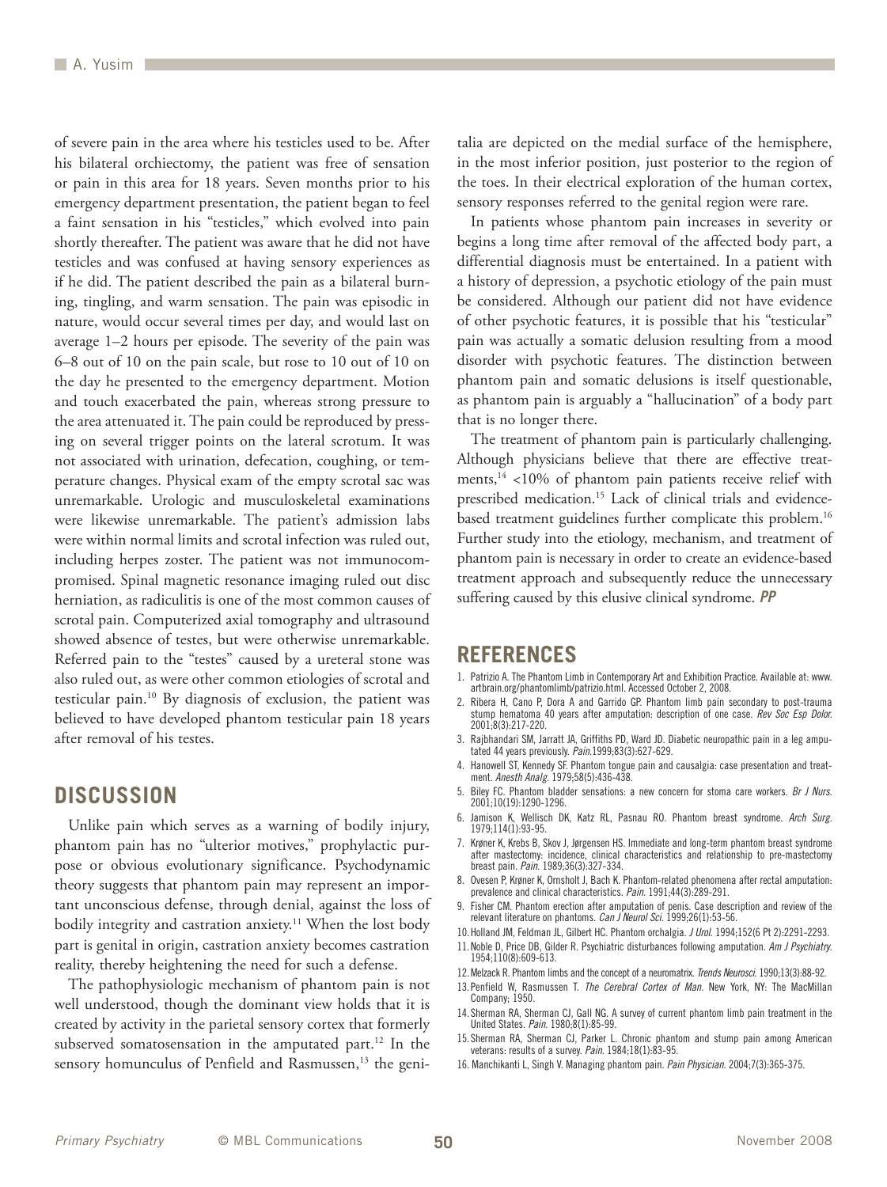of severe pain in the area where his testicles used to be. After his bilateral orchiectomy, the patient was free of sensation or pain in this area for 18 years. Seven months prior to his emergency department presentation, the patient began to feel a faint sensation in his "testicles," which evolved into pain shortly thereafter. The patient was aware that he did not have testicles and was confused at having sensory experiences as if he did. The patient described the pain as a bilateral burning, tingling, and warm sensation. The pain was episodic in nature, would occur several times per day, and would last on average 1–2 hours per episode. The severity of the pain was 6–8 out of 10 on the pain scale, but rose to 10 out of 10 on the day he presented to the emergency department. Motion and touch exacerbated the pain, whereas strong pressure to the area attenuated it. The pain could be reproduced by pressing on several trigger points on the lateral scrotum. It was not associated with urination, defecation, coughing, or temperature changes. Physical exam of the empty scrotal sac was unremarkable. Urologic and musculoskeletal examinations were likewise unremarkable. The patient's admission labs were within normal limits and scrotal infection was ruled out, including herpes zoster. The patient was not immunocompromised. Spinal magnetic resonance imaging ruled out disc herniation, as radiculitis is one of the most common causes of scrotal pain. Computerized axial tomography and ultrasound showed absence of testes, but were otherwise unremarkable. Referred pain to the "testes" caused by a ureteral stone was also ruled out, as were other common etiologies of scrotal and testicular pain.[10] By diagnosis of exclusion, the patient was believed to have developed phantom testicular pain 18 years after removal of his testes.

## DISCUSSION

Unlike pain which serves as a warning of bodily injury, phantom pain has no "ulterior motives," prophylactic purpose or obvious evolutionary significance. Psychodynamic theory suggests that phantom pain may represent an important unconscious defense, through denial, against the loss of bodily integrity and castration anxiety.[11] When the lost body part is genital in origin, castration anxiety becomes castration reality, thereby heightening the need for such a defense.

The pathophysiologic mechanism of phantom pain is not well understood, though the dominant view holds that it is created by activity in the parietal sensory cortex that formerly subserved somatosensation in the amputated part.[12] In the sensory homunculus of Penfield and Rasmussen,[13] the genitalia are depicted on the medial surface of the hemisphere, in the most inferior position, just posterior to the region of the toes. In their electrical exploration of the human cortex, sensory responses referred to the genital region were rare.

In patients whose phantom pain increases in severity or begins a long time after removal of the affected body part, a differential diagnosis must be entertained. In a patient with a history of depression, a psychotic etiology of the pain must be considered. Although our patient did not have evidence of other psychotic features, it is possible that his "testicular" pain was actually a somatic delusion resulting from a mood disorder with psychotic features. The distinction between phantom pain and somatic delusions is itself questionable, as phantom pain is arguably a "hallucination" of a body part that is no longer there.

The treatment of phantom pain is particularly challenging. Although physicians believe that there are effective treatments,[14] <10% of phantom pain patients receive relief with prescribed medication.[15] Lack of clinical trials and evidence-based treatment guidelines further complicate this problem.[16] Further study into the etiology, mechanism, and treatment of phantom pain is necessary in order to create an evidence-based treatment approach and subsequently reduce the unnecessary suffering caused by this elusive clinical syndrome. ***PP***

## REFERENCES

1. Patrizio A. The Phantom Limb in Contemporary Art and Exhibition Practice. Available at: www.artbrain.org/phantomlimb/patrizio.html. Accessed October 2, 2008.
2. Ribera H, Cano P, Dora A and Garrido GP. Phantom limb pain secondary to post-trauma stump hematoma 40 years after amputation: description of one case. *Rev Soc Esp Dolor.* 2001;8(3):217-220.
3. Rajbhandari SM, Jarratt JA, Griffiths PD, Ward JD. Diabetic neuropathic pain in a leg amputated 44 years previously. *Pain.*1999;83(3):627-629.
4. Hanowell ST, Kennedy SF. Phantom tongue pain and causalgia: case presentation and treatment. *Anesth Analg.* 1979;58(5):436-438.
5. Biley FC. Phantom bladder sensations: a new concern for stoma care workers. *Br J Nurs.* 2001;10(19):1290-1296.
6. Jamison K, Wellisch DK, Katz RL, Pasnau RO. Phantom breast syndrome. *Arch Surg.* 1979;114(1):93-95.
7. Krøner K, Krebs B, Skov J, Jørgensen HS. Immediate and long-term phantom breast syndrome after mastectomy: incidence, clinical characteristics and relationship to pre-mastectomy breast pain. *Pain.* 1989;36(3):327-334.
8. Ovesen P, Krøner K, Ornsholt J, Bach K. Phantom-related phenomena after rectal amputation: prevalence and clinical characteristics. *Pain.* 1991;44(3):289-291.
9. Fisher CM. Phantom erection after amputation of penis. Case description and review of the relevant literature on phantoms. *Can J Neurol Sci.* 1999;26(1):53-56.
10. Holland JM, Feldman JL, Gilbert HC. Phantom orchalgia. *J Urol.* 1994;152(6 Pt 2):2291-2293.
11. Noble D, Price DB, Gilder R. Psychiatric disturbances following amputation. *Am J Psychiatry.* 1954;110(8):609-613.
12. Melzack R. Phantom limbs and the concept of a neuromatrix. *Trends Neurosci.* 1990;13(3):88-92.
13. Penfield W, Rasmussen T. *The Cerebral Cortex of Man.* New York, NY: The MacMillan Company; 1950.
14. Sherman RA, Sherman CJ, Gall NG. A survey of current phantom limb pain treatment in the United States. *Pain.* 1980;8(1):85-99.
15. Sherman RA, Sherman CJ, Parker L. Chronic phantom and stump pain among American veterans: results of a survey. *Pain.* 1984;18(1):83-95.
16. Manchikanti L, Singh V. Managing phantom pain. *Pain Physician.* 2004;7(3):365-375.